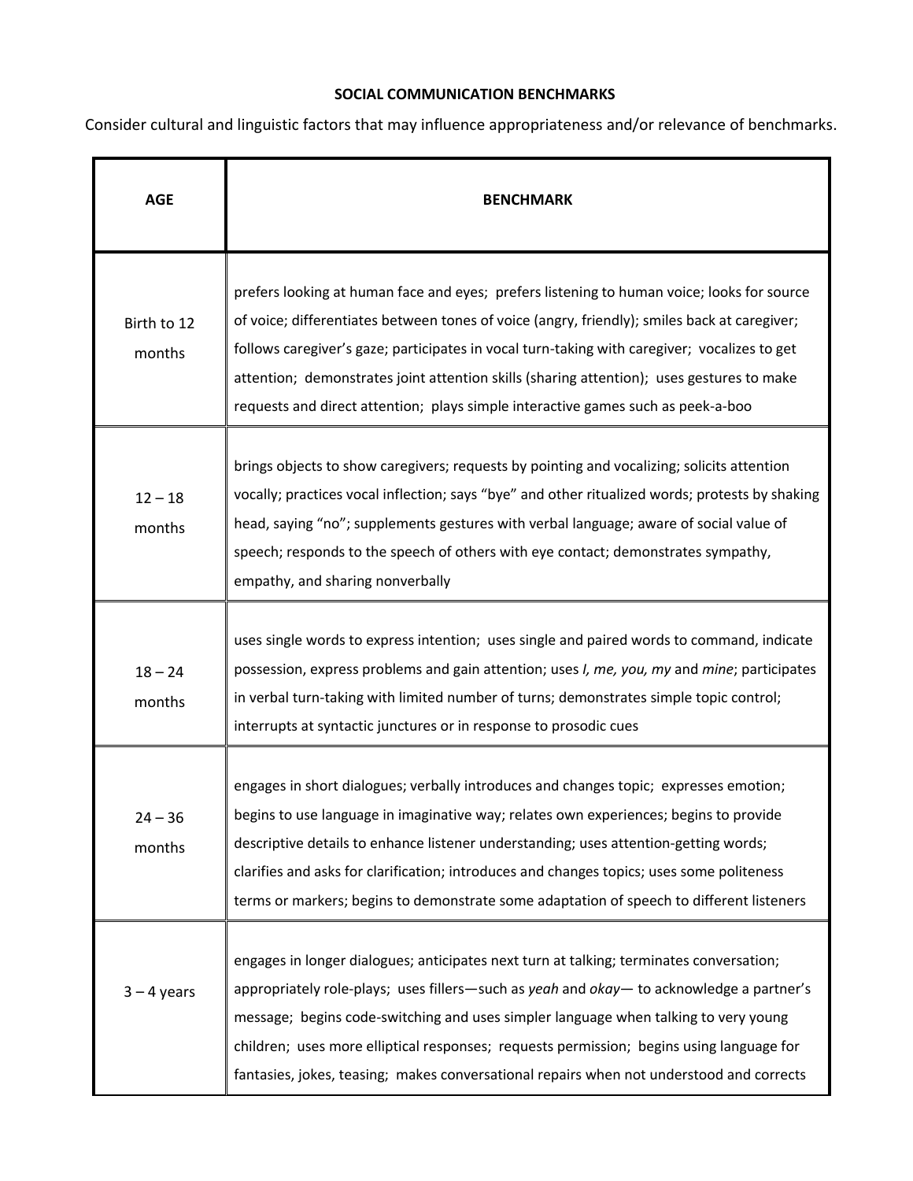**SOCIAL COMMUNICATION BENCHMARKS**

Consider cultural and linguistic factors that may influence appropriateness and/or relevance of benchmarks.

| AGE | BENCHMARK |
|---|---|
| Birth to 12 months | prefers looking at human face and eyes; prefers listening to human voice; looks for source of voice; differentiates between tones of voice (angry, friendly); smiles back at caregiver; follows caregiver's gaze; participates in vocal turn-taking with caregiver; vocalizes to get attention; demonstrates joint attention skills (sharing attention); uses gestures to make requests and direct attention; plays simple interactive games such as peek-a-boo |
| 12 – 18 months | brings objects to show caregivers; requests by pointing and vocalizing; solicits attention vocally; practices vocal inflection; says "bye" and other ritualized words; protests by shaking head, saying "no"; supplements gestures with verbal language; aware of social value of speech; responds to the speech of others with eye contact; demonstrates sympathy, empathy, and sharing nonverbally |
| 18 – 24 months | uses single words to express intention; uses single and paired words to command, indicate possession, express problems and gain attention; uses *I, me, you, my* and *mine*; participates in verbal turn-taking with limited number of turns; demonstrates simple topic control; interrupts at syntactic junctures or in response to prosodic cues |
| 24 – 36 months | engages in short dialogues; verbally introduces and changes topic; expresses emotion; begins to use language in imaginative way; relates own experiences; begins to provide descriptive details to enhance listener understanding; uses attention-getting words; clarifies and asks for clarification; introduces and changes topics; uses some politeness terms or markers; begins to demonstrate some adaptation of speech to different listeners |
| 3 – 4 years | engages in longer dialogues; anticipates next turn at talking; terminates conversation; appropriately role-plays; uses fillers—such as *yeah* and *okay*— to acknowledge a partner's message; begins code-switching and uses simpler language when talking to very young children; uses more elliptical responses; requests permission; begins using language for fantasies, jokes, teasing; makes conversational repairs when not understood and corrects |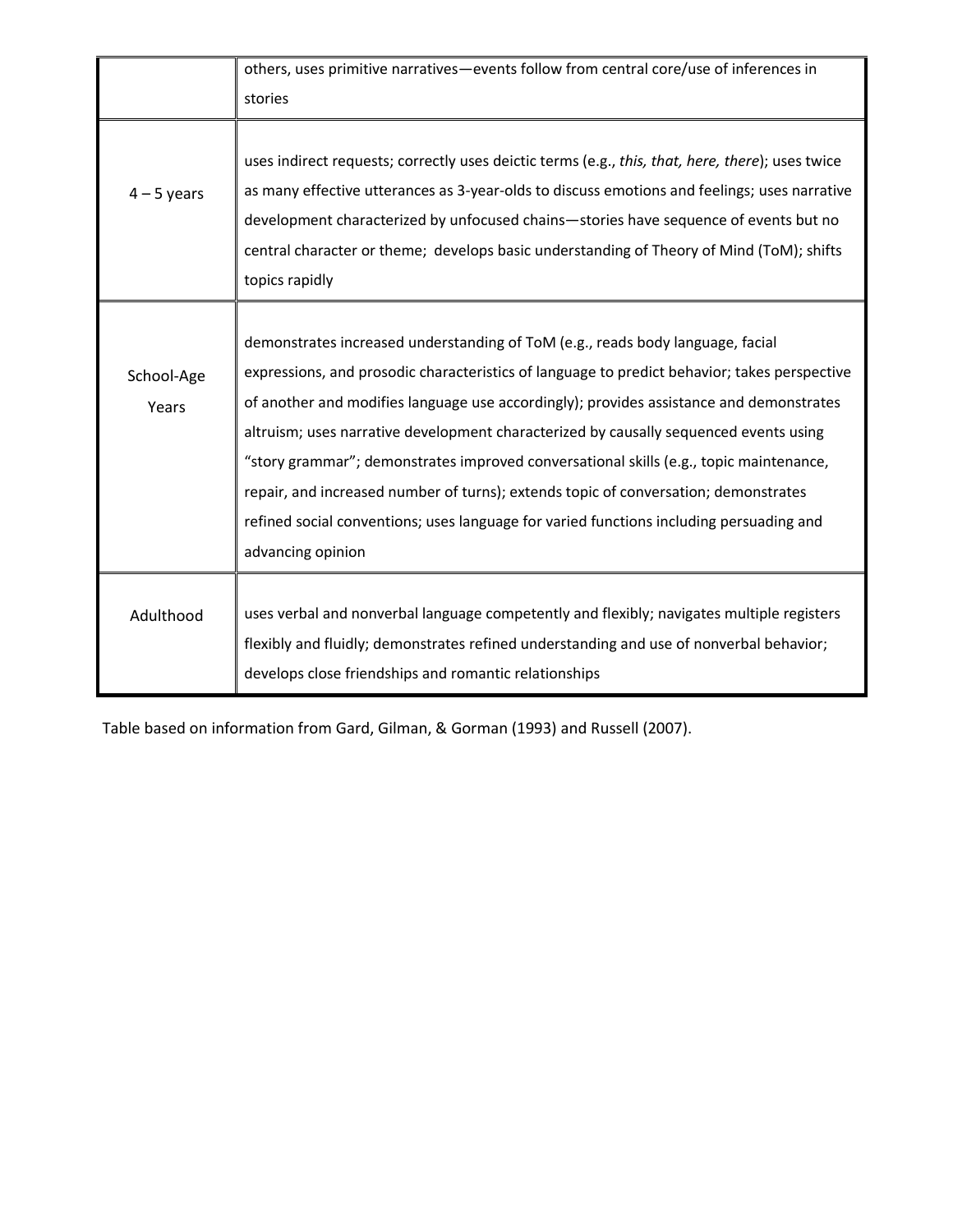| | |
|---|---|
| | others, uses primitive narratives—events follow from central core/use of inferences in stories |
| 4 – 5 years | uses indirect requests; correctly uses deictic terms (e.g., *this, that, here, there*); uses twice as many effective utterances as 3-year-olds to discuss emotions and feelings; uses narrative development characterized by unfocused chains—stories have sequence of events but no central character or theme; develops basic understanding of Theory of Mind (ToM); shifts topics rapidly |
| School-Age Years | demonstrates increased understanding of ToM (e.g., reads body language, facial expressions, and prosodic characteristics of language to predict behavior; takes perspective of another and modifies language use accordingly); provides assistance and demonstrates altruism; uses narrative development characterized by causally sequenced events using "story grammar"; demonstrates improved conversational skills (e.g., topic maintenance, repair, and increased number of turns); extends topic of conversation; demonstrates refined social conventions; uses language for varied functions including persuading and advancing opinion |
| Adulthood | uses verbal and nonverbal language competently and flexibly; navigates multiple registers flexibly and fluidly; demonstrates refined understanding and use of nonverbal behavior; develops close friendships and romantic relationships |

Table based on information from Gard, Gilman, & Gorman (1993) and Russell (2007).